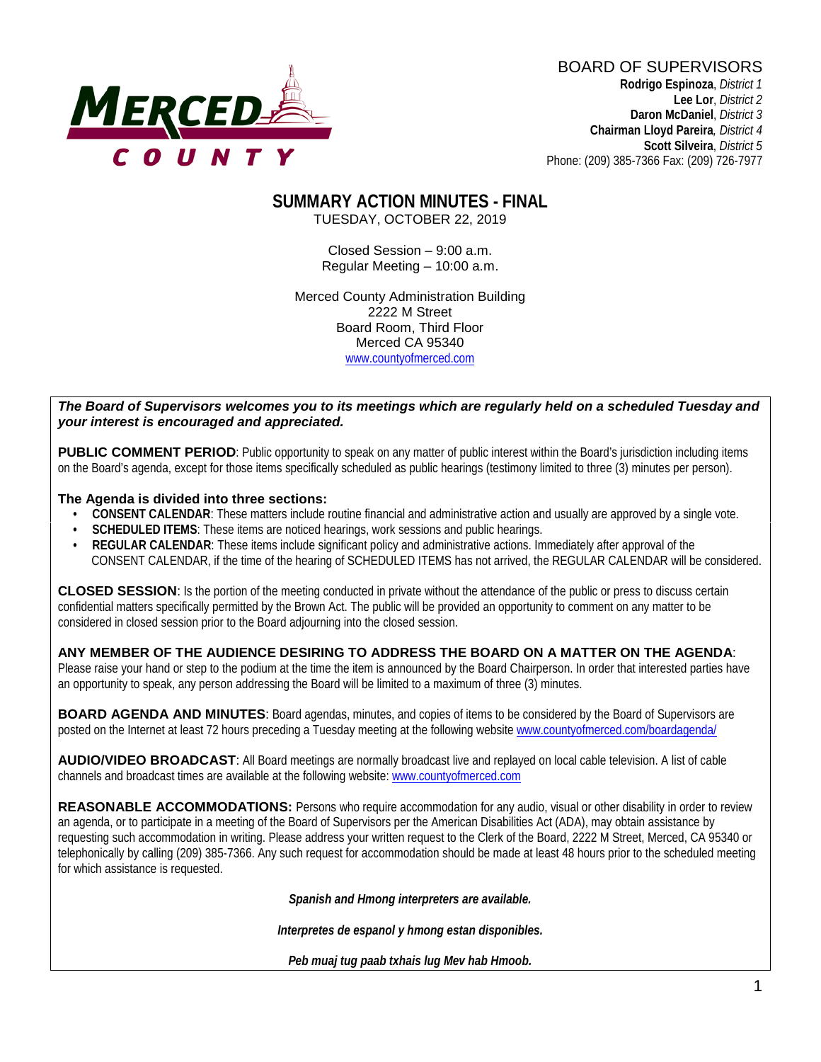MERCED COUNTY

BOARD OF SUPERVISORS
**Rodrigo Espinoza**, *District 1*
**Lee Lor**, *District 2*
**Daron McDaniel**, *District 3*
**Chairman Lloyd Pareira**, *District 4*
**Scott Silveira**, *District 5*
Phone: (209) 385-7366 Fax: (209) 726-7977

# SUMMARY ACTION MINUTES - FINAL

TUESDAY, OCTOBER 22, 2019

Closed Session – 9:00 a.m.
Regular Meeting – 10:00 a.m.

Merced County Administration Building
2222 M Street
Board Room, Third Floor
Merced CA 95340
www.countyofmerced.com

***The Board of Supervisors welcomes you to its meetings which are regularly held on a scheduled Tuesday and your interest is encouraged and appreciated.***

**PUBLIC COMMENT PERIOD**: Public opportunity to speak on any matter of public interest within the Board's jurisdiction including items on the Board's agenda, except for those items specifically scheduled as public hearings (testimony limited to three (3) minutes per person).

**The Agenda is divided into three sections:**

- **CONSENT CALENDAR**: These matters include routine financial and administrative action and usually are approved by a single vote.
- **SCHEDULED ITEMS**: These items are noticed hearings, work sessions and public hearings.
- **REGULAR CALENDAR**: These items include significant policy and administrative actions. Immediately after approval of the CONSENT CALENDAR, if the time of the hearing of SCHEDULED ITEMS has not arrived, the REGULAR CALENDAR will be considered.

**CLOSED SESSION**: Is the portion of the meeting conducted in private without the attendance of the public or press to discuss certain confidential matters specifically permitted by the Brown Act. The public will be provided an opportunity to comment on any matter to be considered in closed session prior to the Board adjourning into the closed session.

**ANY MEMBER OF THE AUDIENCE DESIRING TO ADDRESS THE BOARD ON A MATTER ON THE AGENDA**: Please raise your hand or step to the podium at the time the item is announced by the Board Chairperson. In order that interested parties have an opportunity to speak, any person addressing the Board will be limited to a maximum of three (3) minutes.

**BOARD AGENDA AND MINUTES**: Board agendas, minutes, and copies of items to be considered by the Board of Supervisors are posted on the Internet at least 72 hours preceding a Tuesday meeting at the following website www.countyofmerced.com/boardagenda/

**AUDIO/VIDEO BROADCAST**: All Board meetings are normally broadcast live and replayed on local cable television. A list of cable channels and broadcast times are available at the following website: www.countyofmerced.com

**REASONABLE ACCOMMODATIONS:** Persons who require accommodation for any audio, visual or other disability in order to review an agenda, or to participate in a meeting of the Board of Supervisors per the American Disabilities Act (ADA), may obtain assistance by requesting such accommodation in writing. Please address your written request to the Clerk of the Board, 2222 M Street, Merced, CA 95340 or telephonically by calling (209) 385-7366. Any such request for accommodation should be made at least 48 hours prior to the scheduled meeting for which assistance is requested.

***Spanish and Hmong interpreters are available.***

***Interpretes de espanol y hmong estan disponibles.***

***Peb muaj tug paab txhais lug Mev hab Hmoob.***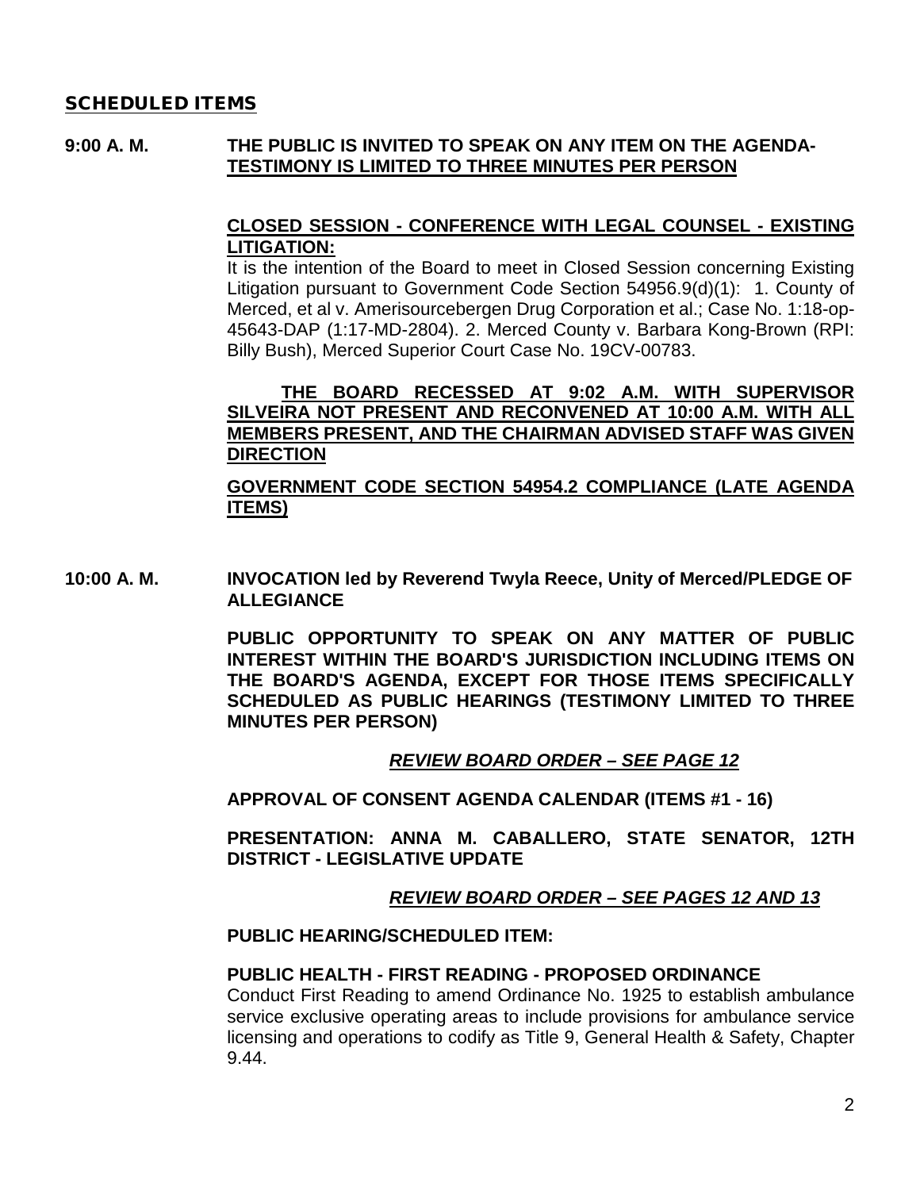## SCHEDULED ITEMS

**9:00 A. M.** **THE PUBLIC IS INVITED TO SPEAK ON ANY ITEM ON THE AGENDA-** **<u>TESTIMONY IS LIMITED TO THREE MINUTES PER PERSON</u>**

**<u>CLOSED SESSION - CONFERENCE WITH LEGAL COUNSEL - EXISTING LITIGATION:</u>**
It is the intention of the Board to meet in Closed Session concerning Existing Litigation pursuant to Government Code Section 54956.9(d)(1): 1. County of Merced, et al v. Amerisourcebergen Drug Corporation et al.; Case No. 1:18-op-45643-DAP (1:17-MD-2804). 2. Merced County v. Barbara Kong-Brown (RPI: Billy Bush), Merced Superior Court Case No. 19CV-00783.

**<u>THE BOARD RECESSED AT 9:02 A.M. WITH SUPERVISOR SILVEIRA NOT PRESENT AND RECONVENED AT 10:00 A.M. WITH ALL MEMBERS PRESENT, AND THE CHAIRMAN ADVISED STAFF WAS GIVEN DIRECTION</u>**

**<u>GOVERNMENT CODE SECTION 54954.2 COMPLIANCE (LATE AGENDA ITEMS)</u>**

**10:00 A. M.** **INVOCATION led by Reverend Twyla Reece, Unity of Merced/PLEDGE OF ALLEGIANCE**

**PUBLIC OPPORTUNITY TO SPEAK ON ANY MATTER OF PUBLIC INTEREST WITHIN THE BOARD'S JURISDICTION INCLUDING ITEMS ON THE BOARD'S AGENDA, EXCEPT FOR THOSE ITEMS SPECIFICALLY SCHEDULED AS PUBLIC HEARINGS (TESTIMONY LIMITED TO THREE MINUTES PER PERSON)**

***<u>REVIEW BOARD ORDER – SEE PAGE 12</u>***

**APPROVAL OF CONSENT AGENDA CALENDAR (ITEMS #1 - 16)**

**PRESENTATION: ANNA M. CABALLERO, STATE SENATOR, 12TH DISTRICT - LEGISLATIVE UPDATE**

***<u>REVIEW BOARD ORDER – SEE PAGES 12 AND 13</u>***

**PUBLIC HEARING/SCHEDULED ITEM:**

**PUBLIC HEALTH - FIRST READING - PROPOSED ORDINANCE**
Conduct First Reading to amend Ordinance No. 1925 to establish ambulance service exclusive operating areas to include provisions for ambulance service licensing and operations to codify as Title 9, General Health & Safety, Chapter 9.44.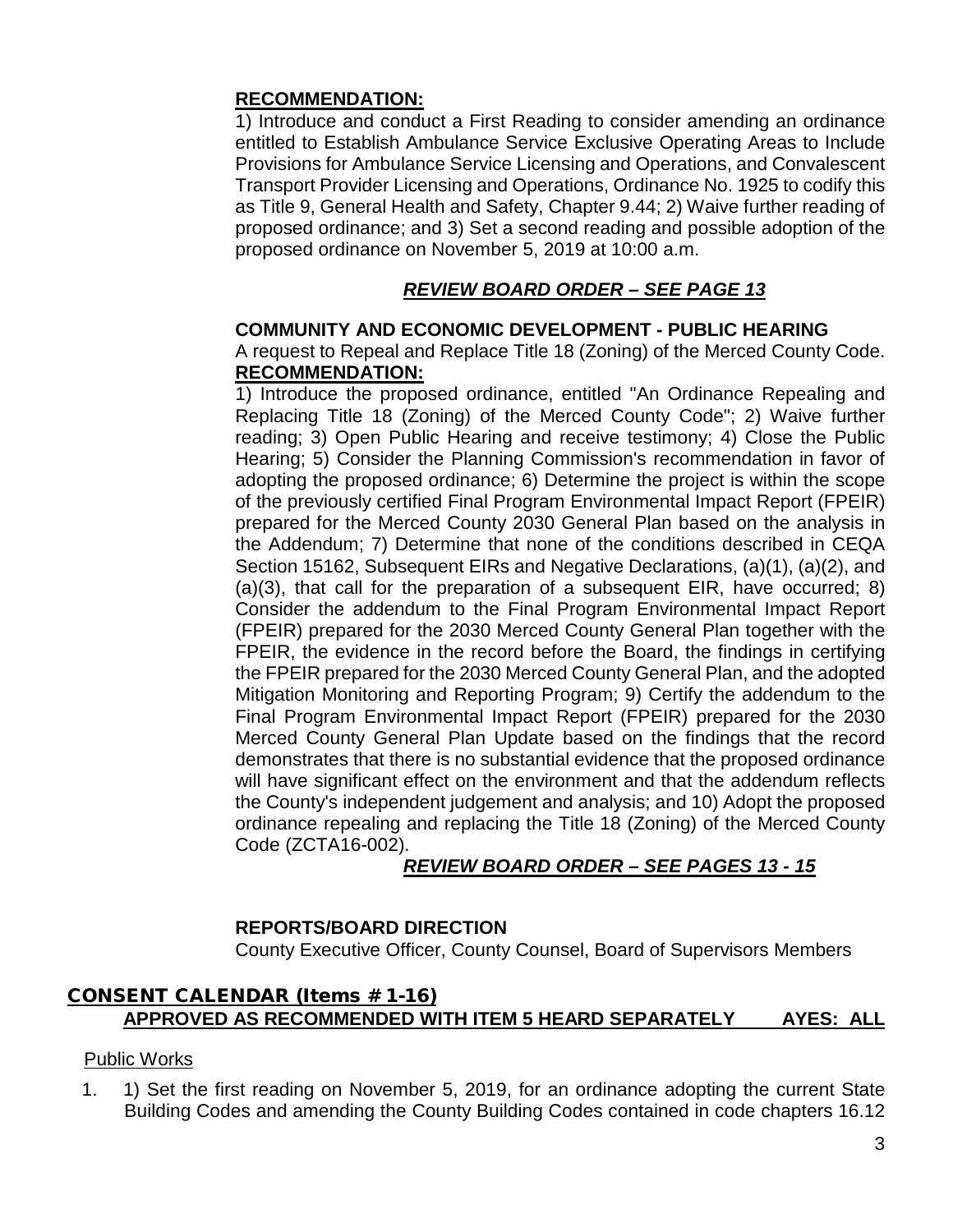**RECOMMENDATION:**

1) Introduce and conduct a First Reading to consider amending an ordinance entitled to Establish Ambulance Service Exclusive Operating Areas to Include Provisions for Ambulance Service Licensing and Operations, and Convalescent Transport Provider Licensing and Operations, Ordinance No. 1925 to codify this as Title 9, General Health and Safety, Chapter 9.44; 2) Waive further reading of proposed ordinance; and 3) Set a second reading and possible adoption of the proposed ordinance on November 5, 2019 at 10:00 a.m.

***REVIEW BOARD ORDER – SEE PAGE 13***

**COMMUNITY AND ECONOMIC DEVELOPMENT - PUBLIC HEARING**

A request to Repeal and Replace Title 18 (Zoning) of the Merced County Code.

**RECOMMENDATION:**

1) Introduce the proposed ordinance, entitled "An Ordinance Repealing and Replacing Title 18 (Zoning) of the Merced County Code"; 2) Waive further reading; 3) Open Public Hearing and receive testimony; 4) Close the Public Hearing; 5) Consider the Planning Commission's recommendation in favor of adopting the proposed ordinance; 6) Determine the project is within the scope of the previously certified Final Program Environmental Impact Report (FPEIR) prepared for the Merced County 2030 General Plan based on the analysis in the Addendum; 7) Determine that none of the conditions described in CEQA Section 15162, Subsequent EIRs and Negative Declarations, (a)(1), (a)(2), and (a)(3), that call for the preparation of a subsequent EIR, have occurred; 8) Consider the addendum to the Final Program Environmental Impact Report (FPEIR) prepared for the 2030 Merced County General Plan together with the FPEIR, the evidence in the record before the Board, the findings in certifying the FPEIR prepared for the 2030 Merced County General Plan, and the adopted Mitigation Monitoring and Reporting Program; 9) Certify the addendum to the Final Program Environmental Impact Report (FPEIR) prepared for the 2030 Merced County General Plan Update based on the findings that the record demonstrates that there is no substantial evidence that the proposed ordinance will have significant effect on the environment and that the addendum reflects the County's independent judgement and analysis; and 10) Adopt the proposed ordinance repealing and replacing the Title 18 (Zoning) of the Merced County Code (ZCTA16-002).

***REVIEW BOARD ORDER – SEE PAGES 13 - 15***

**REPORTS/BOARD DIRECTION**

County Executive Officer, County Counsel, Board of Supervisors Members

## CONSENT CALENDAR (Items # 1-16)

**APPROVED AS RECOMMENDED WITH ITEM 5 HEARD SEPARATELY AYES: ALL**

Public Works

1. 1) Set the first reading on November 5, 2019, for an ordinance adopting the current State Building Codes and amending the County Building Codes contained in code chapters 16.12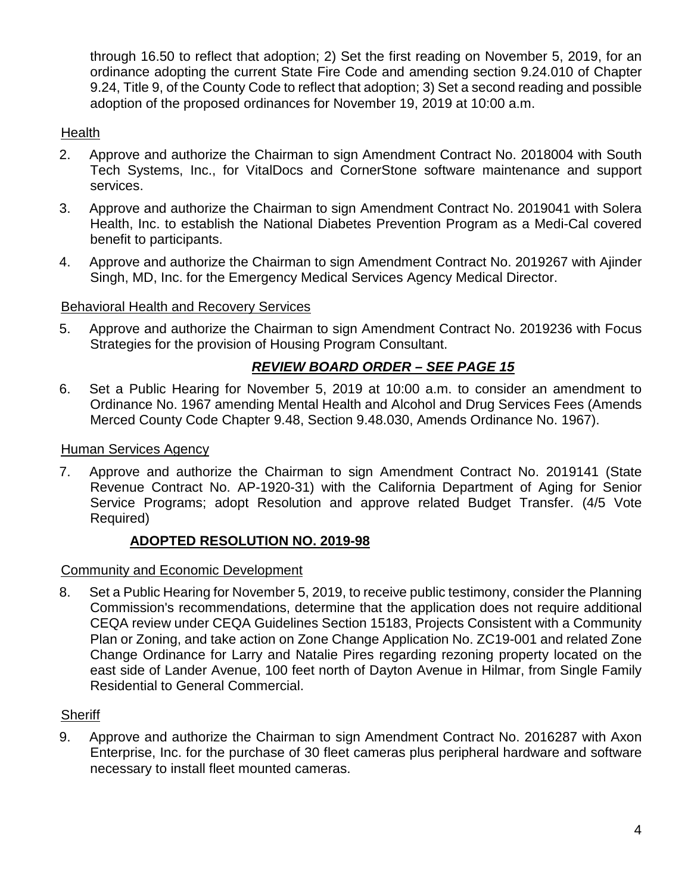through 16.50 to reflect that adoption; 2) Set the first reading on November 5, 2019, for an ordinance adopting the current State Fire Code and amending section 9.24.010 of Chapter 9.24, Title 9, of the County Code to reflect that adoption; 3) Set a second reading and possible adoption of the proposed ordinances for November 19, 2019 at 10:00 a.m.

Health

2. Approve and authorize the Chairman to sign Amendment Contract No. 2018004 with South Tech Systems, Inc., for VitalDocs and CornerStone software maintenance and support services.

3. Approve and authorize the Chairman to sign Amendment Contract No. 2019041 with Solera Health, Inc. to establish the National Diabetes Prevention Program as a Medi-Cal covered benefit to participants.

4. Approve and authorize the Chairman to sign Amendment Contract No. 2019267 with Ajinder Singh, MD, Inc. for the Emergency Medical Services Agency Medical Director.

Behavioral Health and Recovery Services

5. Approve and authorize the Chairman to sign Amendment Contract No. 2019236 with Focus Strategies for the provision of Housing Program Consultant.

***REVIEW BOARD ORDER – SEE PAGE 15***

6. Set a Public Hearing for November 5, 2019 at 10:00 a.m. to consider an amendment to Ordinance No. 1967 amending Mental Health and Alcohol and Drug Services Fees (Amends Merced County Code Chapter 9.48, Section 9.48.030, Amends Ordinance No. 1967).

Human Services Agency

7. Approve and authorize the Chairman to sign Amendment Contract No. 2019141 (State Revenue Contract No. AP-1920-31) with the California Department of Aging for Senior Service Programs; adopt Resolution and approve related Budget Transfer. (4/5 Vote Required)

**ADOPTED RESOLUTION NO. 2019-98**

Community and Economic Development

8. Set a Public Hearing for November 5, 2019, to receive public testimony, consider the Planning Commission's recommendations, determine that the application does not require additional CEQA review under CEQA Guidelines Section 15183, Projects Consistent with a Community Plan or Zoning, and take action on Zone Change Application No. ZC19-001 and related Zone Change Ordinance for Larry and Natalie Pires regarding rezoning property located on the east side of Lander Avenue, 100 feet north of Dayton Avenue in Hilmar, from Single Family Residential to General Commercial.

Sheriff

9. Approve and authorize the Chairman to sign Amendment Contract No. 2016287 with Axon Enterprise, Inc. for the purchase of 30 fleet cameras plus peripheral hardware and software necessary to install fleet mounted cameras.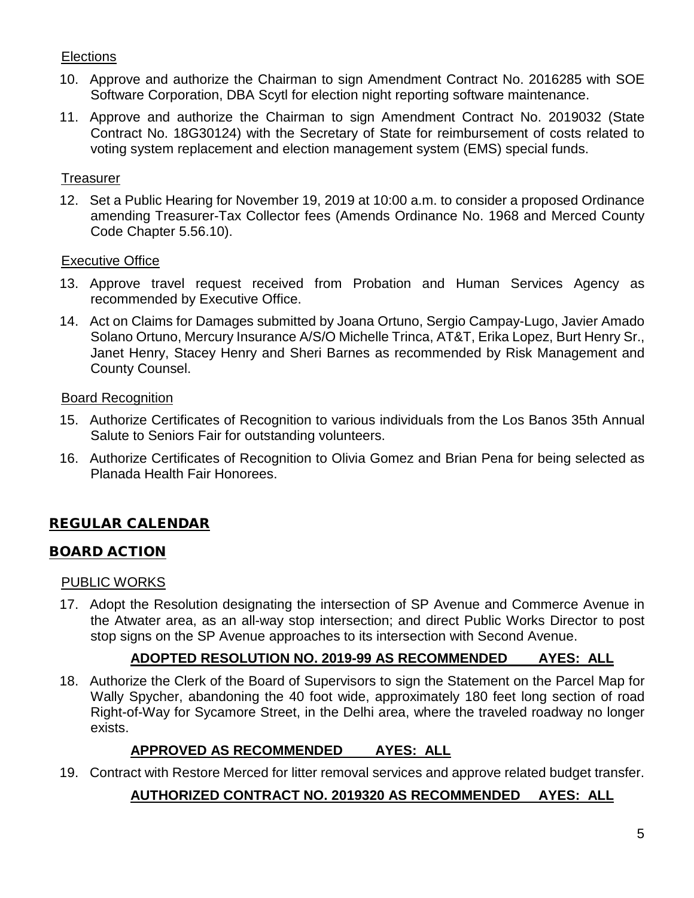Elections

10. Approve and authorize the Chairman to sign Amendment Contract No. 2016285 with SOE Software Corporation, DBA Scytl for election night reporting software maintenance.

11. Approve and authorize the Chairman to sign Amendment Contract No. 2019032 (State Contract No. 18G30124) with the Secretary of State for reimbursement of costs related to voting system replacement and election management system (EMS) special funds.

Treasurer

12. Set a Public Hearing for November 19, 2019 at 10:00 a.m. to consider a proposed Ordinance amending Treasurer-Tax Collector fees (Amends Ordinance No. 1968 and Merced County Code Chapter 5.56.10).

Executive Office

13. Approve travel request received from Probation and Human Services Agency as recommended by Executive Office.

14. Act on Claims for Damages submitted by Joana Ortuno, Sergio Campay-Lugo, Javier Amado Solano Ortuno, Mercury Insurance A/S/O Michelle Trinca, AT&T, Erika Lopez, Burt Henry Sr., Janet Henry, Stacey Henry and Sheri Barnes as recommended by Risk Management and County Counsel.

Board Recognition

15. Authorize Certificates of Recognition to various individuals from the Los Banos 35th Annual Salute to Seniors Fair for outstanding volunteers.

16. Authorize Certificates of Recognition to Olivia Gomez and Brian Pena for being selected as Planada Health Fair Honorees.

## REGULAR CALENDAR

## BOARD ACTION

PUBLIC WORKS

17. Adopt the Resolution designating the intersection of SP Avenue and Commerce Avenue in the Atwater area, as an all-way stop intersection; and direct Public Works Director to post stop signs on the SP Avenue approaches to its intersection with Second Avenue.

    **ADOPTED RESOLUTION NO. 2019-99 AS RECOMMENDED AYES: ALL**

18. Authorize the Clerk of the Board of Supervisors to sign the Statement on the Parcel Map for Wally Spycher, abandoning the 40 foot wide, approximately 180 feet long section of road Right-of-Way for Sycamore Street, in the Delhi area, where the traveled roadway no longer exists.

    **APPROVED AS RECOMMENDED AYES: ALL**

19. Contract with Restore Merced for litter removal services and approve related budget transfer.

    **AUTHORIZED CONTRACT NO. 2019320 AS RECOMMENDED AYES: ALL**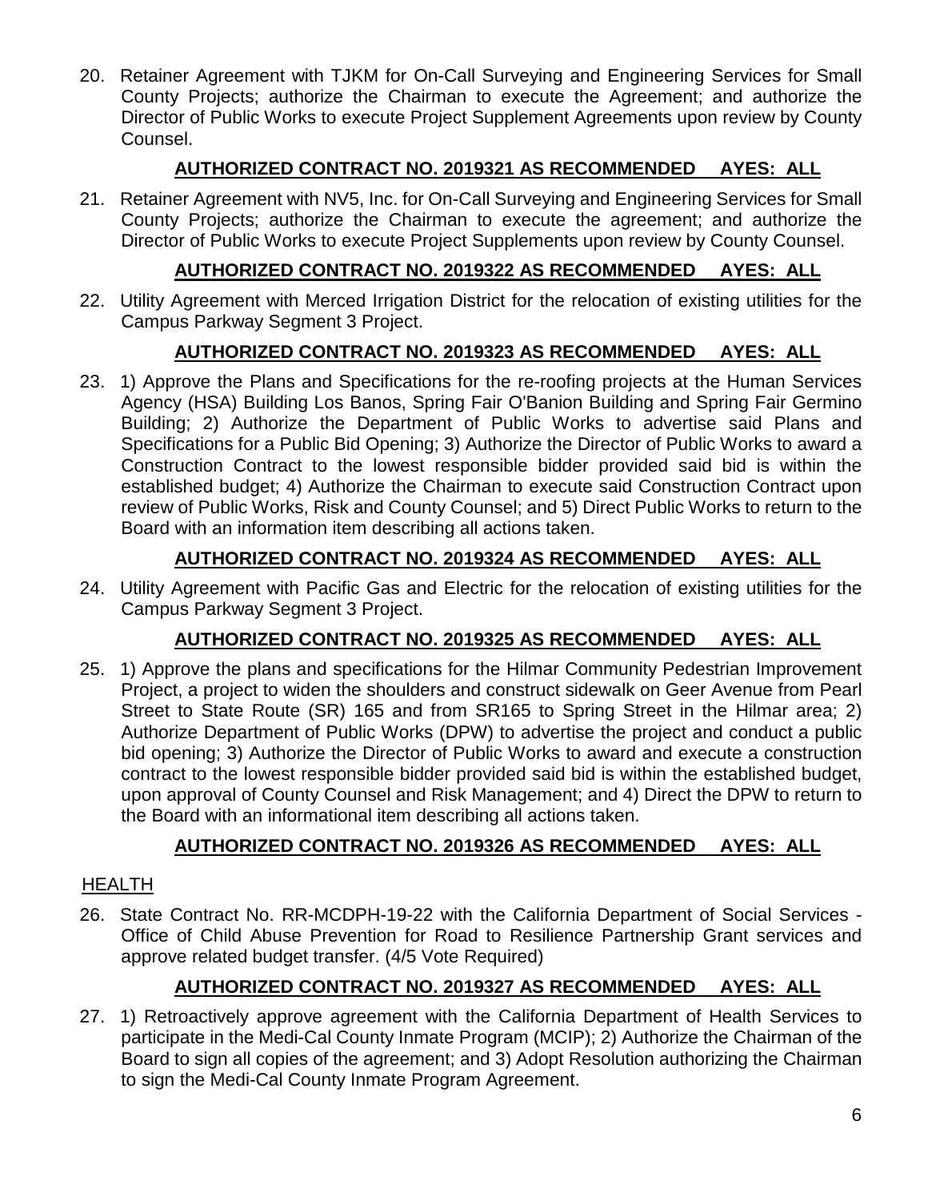20. Retainer Agreement with TJKM for On-Call Surveying and Engineering Services for Small County Projects; authorize the Chairman to execute the Agreement; and authorize the Director of Public Works to execute Project Supplement Agreements upon review by County Counsel.

    **AUTHORIZED CONTRACT NO. 2019321 AS RECOMMENDED AYES: ALL**

21. Retainer Agreement with NV5, Inc. for On-Call Surveying and Engineering Services for Small County Projects; authorize the Chairman to execute the agreement; and authorize the Director of Public Works to execute Project Supplements upon review by County Counsel.

    **AUTHORIZED CONTRACT NO. 2019322 AS RECOMMENDED AYES: ALL**

22. Utility Agreement with Merced Irrigation District for the relocation of existing utilities for the Campus Parkway Segment 3 Project.

    **AUTHORIZED CONTRACT NO. 2019323 AS RECOMMENDED AYES: ALL**

23. 1) Approve the Plans and Specifications for the re-roofing projects at the Human Services Agency (HSA) Building Los Banos, Spring Fair O'Banion Building and Spring Fair Germino Building; 2) Authorize the Department of Public Works to advertise said Plans and Specifications for a Public Bid Opening; 3) Authorize the Director of Public Works to award a Construction Contract to the lowest responsible bidder provided said bid is within the established budget; 4) Authorize the Chairman to execute said Construction Contract upon review of Public Works, Risk and County Counsel; and 5) Direct Public Works to return to the Board with an information item describing all actions taken.

    **AUTHORIZED CONTRACT NO. 2019324 AS RECOMMENDED AYES: ALL**

24. Utility Agreement with Pacific Gas and Electric for the relocation of existing utilities for the Campus Parkway Segment 3 Project.

    **AUTHORIZED CONTRACT NO. 2019325 AS RECOMMENDED AYES: ALL**

25. 1) Approve the plans and specifications for the Hilmar Community Pedestrian Improvement Project, a project to widen the shoulders and construct sidewalk on Geer Avenue from Pearl Street to State Route (SR) 165 and from SR165 to Spring Street in the Hilmar area; 2) Authorize Department of Public Works (DPW) to advertise the project and conduct a public bid opening; 3) Authorize the Director of Public Works to award and execute a construction contract to the lowest responsible bidder provided said bid is within the established budget, upon approval of County Counsel and Risk Management; and 4) Direct the DPW to return to the Board with an informational item describing all actions taken.

    **AUTHORIZED CONTRACT NO. 2019326 AS RECOMMENDED AYES: ALL**

## HEALTH

26. State Contract No. RR-MCDPH-19-22 with the California Department of Social Services - Office of Child Abuse Prevention for Road to Resilience Partnership Grant services and approve related budget transfer. (4/5 Vote Required)

    **AUTHORIZED CONTRACT NO. 2019327 AS RECOMMENDED AYES: ALL**

27. 1) Retroactively approve agreement with the California Department of Health Services to participate in the Medi-Cal County Inmate Program (MCIP); 2) Authorize the Chairman of the Board to sign all copies of the agreement; and 3) Adopt Resolution authorizing the Chairman to sign the Medi-Cal County Inmate Program Agreement.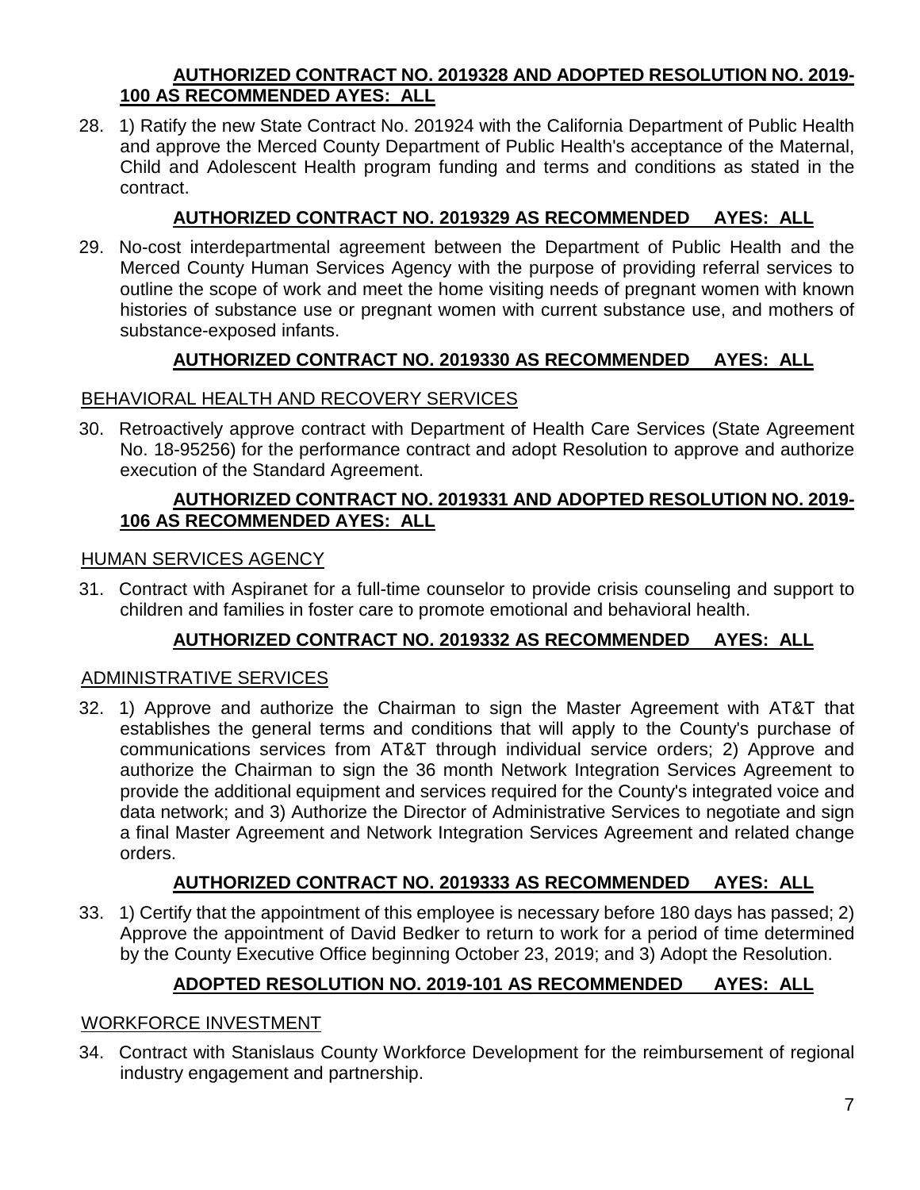**AUTHORIZED CONTRACT NO. 2019328 AND ADOPTED RESOLUTION NO. 2019-100 AS RECOMMENDED AYES: ALL**

28. 1) Ratify the new State Contract No. 201924 with the California Department of Public Health and approve the Merced County Department of Public Health's acceptance of the Maternal, Child and Adolescent Health program funding and terms and conditions as stated in the contract.

**AUTHORIZED CONTRACT NO. 2019329 AS RECOMMENDED AYES: ALL**

29. No-cost interdepartmental agreement between the Department of Public Health and the Merced County Human Services Agency with the purpose of providing referral services to outline the scope of work and meet the home visiting needs of pregnant women with known histories of substance use or pregnant women with current substance use, and mothers of substance-exposed infants.

**AUTHORIZED CONTRACT NO. 2019330 AS RECOMMENDED AYES: ALL**

BEHAVIORAL HEALTH AND RECOVERY SERVICES

30. Retroactively approve contract with Department of Health Care Services (State Agreement No. 18-95256) for the performance contract and adopt Resolution to approve and authorize execution of the Standard Agreement.

**AUTHORIZED CONTRACT NO. 2019331 AND ADOPTED RESOLUTION NO. 2019-106 AS RECOMMENDED AYES: ALL**

HUMAN SERVICES AGENCY

31. Contract with Aspiranet for a full-time counselor to provide crisis counseling and support to children and families in foster care to promote emotional and behavioral health.

**AUTHORIZED CONTRACT NO. 2019332 AS RECOMMENDED AYES: ALL**

ADMINISTRATIVE SERVICES

32. 1) Approve and authorize the Chairman to sign the Master Agreement with AT&T that establishes the general terms and conditions that will apply to the County's purchase of communications services from AT&T through individual service orders; 2) Approve and authorize the Chairman to sign the 36 month Network Integration Services Agreement to provide the additional equipment and services required for the County's integrated voice and data network; and 3) Authorize the Director of Administrative Services to negotiate and sign a final Master Agreement and Network Integration Services Agreement and related change orders.

**AUTHORIZED CONTRACT NO. 2019333 AS RECOMMENDED AYES: ALL**

33. 1) Certify that the appointment of this employee is necessary before 180 days has passed; 2) Approve the appointment of David Bedker to return to work for a period of time determined by the County Executive Office beginning October 23, 2019; and 3) Adopt the Resolution.

**ADOPTED RESOLUTION NO. 2019-101 AS RECOMMENDED AYES: ALL**

WORKFORCE INVESTMENT

34. Contract with Stanislaus County Workforce Development for the reimbursement of regional industry engagement and partnership.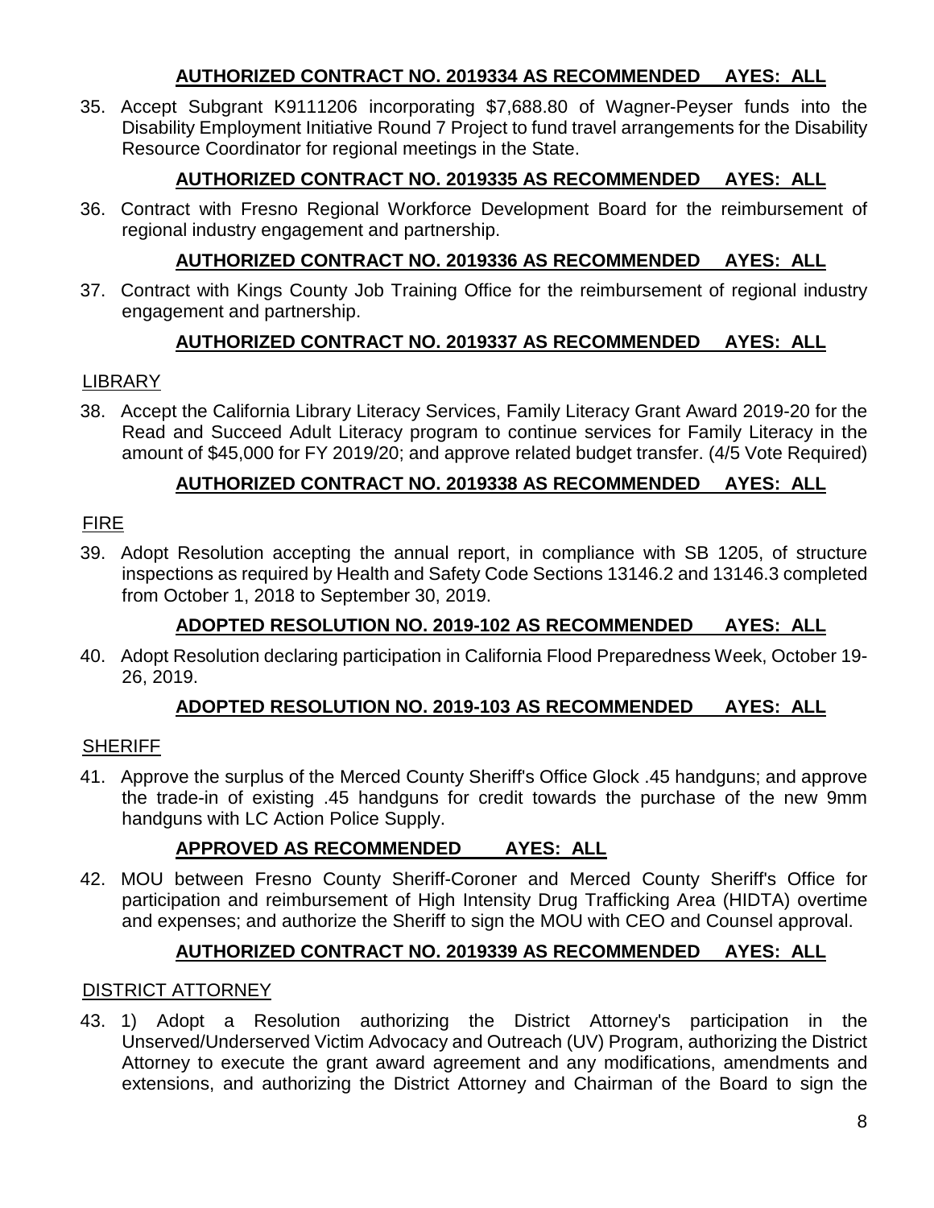**AUTHORIZED CONTRACT NO. 2019334 AS RECOMMENDED AYES: ALL**

35. Accept Subgrant K9111206 incorporating $7,688.80 of Wagner-Peyser funds into the Disability Employment Initiative Round 7 Project to fund travel arrangements for the Disability Resource Coordinator for regional meetings in the State.

**AUTHORIZED CONTRACT NO. 2019335 AS RECOMMENDED AYES: ALL**

36. Contract with Fresno Regional Workforce Development Board for the reimbursement of regional industry engagement and partnership.

**AUTHORIZED CONTRACT NO. 2019336 AS RECOMMENDED AYES: ALL**

37. Contract with Kings County Job Training Office for the reimbursement of regional industry engagement and partnership.

**AUTHORIZED CONTRACT NO. 2019337 AS RECOMMENDED AYES: ALL**

LIBRARY

38. Accept the California Library Literacy Services, Family Literacy Grant Award 2019-20 for the Read and Succeed Adult Literacy program to continue services for Family Literacy in the amount of $45,000 for FY 2019/20; and approve related budget transfer. (4/5 Vote Required)

**AUTHORIZED CONTRACT NO. 2019338 AS RECOMMENDED AYES: ALL**

FIRE

39. Adopt Resolution accepting the annual report, in compliance with SB 1205, of structure inspections as required by Health and Safety Code Sections 13146.2 and 13146.3 completed from October 1, 2018 to September 30, 2019.

**ADOPTED RESOLUTION NO. 2019-102 AS RECOMMENDED AYES: ALL**

40. Adopt Resolution declaring participation in California Flood Preparedness Week, October 19-26, 2019.

**ADOPTED RESOLUTION NO. 2019-103 AS RECOMMENDED AYES: ALL**

SHERIFF

41. Approve the surplus of the Merced County Sheriff's Office Glock .45 handguns; and approve the trade-in of existing .45 handguns for credit towards the purchase of the new 9mm handguns with LC Action Police Supply.

**APPROVED AS RECOMMENDED AYES: ALL**

42. MOU between Fresno County Sheriff-Coroner and Merced County Sheriff's Office for participation and reimbursement of High Intensity Drug Trafficking Area (HIDTA) overtime and expenses; and authorize the Sheriff to sign the MOU with CEO and Counsel approval.

**AUTHORIZED CONTRACT NO. 2019339 AS RECOMMENDED AYES: ALL**

DISTRICT ATTORNEY

43. 1) Adopt a Resolution authorizing the District Attorney's participation in the Unserved/Underserved Victim Advocacy and Outreach (UV) Program, authorizing the District Attorney to execute the grant award agreement and any modifications, amendments and extensions, and authorizing the District Attorney and Chairman of the Board to sign the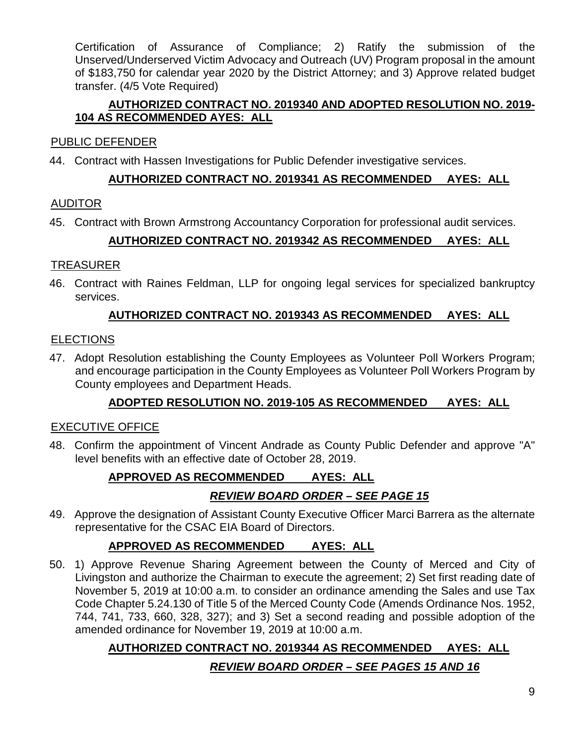Certification of Assurance of Compliance; 2) Ratify the submission of the Unserved/Underserved Victim Advocacy and Outreach (UV) Program proposal in the amount of $183,750 for calendar year 2020 by the District Attorney; and 3) Approve related budget transfer. (4/5 Vote Required)

**AUTHORIZED CONTRACT NO. 2019340 AND ADOPTED RESOLUTION NO. 2019-104 AS RECOMMENDED AYES: ALL**

PUBLIC DEFENDER

44. Contract with Hassen Investigations for Public Defender investigative services.

**AUTHORIZED CONTRACT NO. 2019341 AS RECOMMENDED AYES: ALL**

AUDITOR

45. Contract with Brown Armstrong Accountancy Corporation for professional audit services.

**AUTHORIZED CONTRACT NO. 2019342 AS RECOMMENDED AYES: ALL**

TREASURER

46. Contract with Raines Feldman, LLP for ongoing legal services for specialized bankruptcy services.

**AUTHORIZED CONTRACT NO. 2019343 AS RECOMMENDED AYES: ALL**

ELECTIONS

47. Adopt Resolution establishing the County Employees as Volunteer Poll Workers Program; and encourage participation in the County Employees as Volunteer Poll Workers Program by County employees and Department Heads.

**ADOPTED RESOLUTION NO. 2019-105 AS RECOMMENDED AYES: ALL**

EXECUTIVE OFFICE

48. Confirm the appointment of Vincent Andrade as County Public Defender and approve "A" level benefits with an effective date of October 28, 2019.

**APPROVED AS RECOMMENDED AYES: ALL**

***REVIEW BOARD ORDER – SEE PAGE 15***

49. Approve the designation of Assistant County Executive Officer Marci Barrera as the alternate representative for the CSAC EIA Board of Directors.

**APPROVED AS RECOMMENDED AYES: ALL**

50. 1) Approve Revenue Sharing Agreement between the County of Merced and City of Livingston and authorize the Chairman to execute the agreement; 2) Set first reading date of November 5, 2019 at 10:00 a.m. to consider an ordinance amending the Sales and use Tax Code Chapter 5.24.130 of Title 5 of the Merced County Code (Amends Ordinance Nos. 1952, 744, 741, 733, 660, 328, 327); and 3) Set a second reading and possible adoption of the amended ordinance for November 19, 2019 at 10:00 a.m.

**AUTHORIZED CONTRACT NO. 2019344 AS RECOMMENDED AYES: ALL**

***REVIEW BOARD ORDER – SEE PAGES 15 AND 16***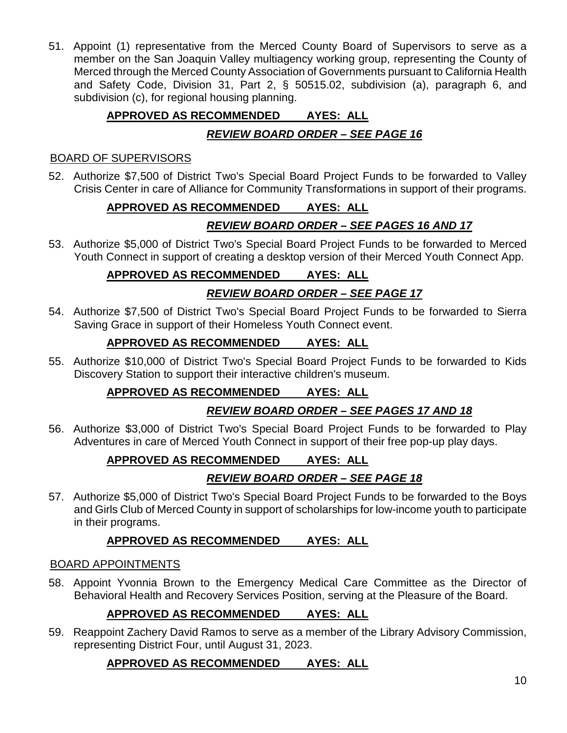51. Appoint (1) representative from the Merced County Board of Supervisors to serve as a member on the San Joaquin Valley multiagency working group, representing the County of Merced through the Merced County Association of Governments pursuant to California Health and Safety Code, Division 31, Part 2, § 50515.02, subdivision (a), paragraph 6, and subdivision (c), for regional housing planning.

**APPROVED AS RECOMMENDED AYES: ALL**

***REVIEW BOARD ORDER – SEE PAGE 16***

BOARD OF SUPERVISORS

52. Authorize $7,500 of District Two's Special Board Project Funds to be forwarded to Valley Crisis Center in care of Alliance for Community Transformations in support of their programs.

**APPROVED AS RECOMMENDED AYES: ALL**

***REVIEW BOARD ORDER – SEE PAGES 16 AND 17***

53. Authorize $5,000 of District Two's Special Board Project Funds to be forwarded to Merced Youth Connect in support of creating a desktop version of their Merced Youth Connect App.

**APPROVED AS RECOMMENDED AYES: ALL**

***REVIEW BOARD ORDER – SEE PAGE 17***

54. Authorize $7,500 of District Two's Special Board Project Funds to be forwarded to Sierra Saving Grace in support of their Homeless Youth Connect event.

**APPROVED AS RECOMMENDED AYES: ALL**

55. Authorize $10,000 of District Two's Special Board Project Funds to be forwarded to Kids Discovery Station to support their interactive children's museum.

**APPROVED AS RECOMMENDED AYES: ALL**

***REVIEW BOARD ORDER – SEE PAGES 17 AND 18***

56. Authorize $3,000 of District Two's Special Board Project Funds to be forwarded to Play Adventures in care of Merced Youth Connect in support of their free pop-up play days.

**APPROVED AS RECOMMENDED AYES: ALL**

***REVIEW BOARD ORDER – SEE PAGE 18***

57. Authorize $5,000 of District Two's Special Board Project Funds to be forwarded to the Boys and Girls Club of Merced County in support of scholarships for low-income youth to participate in their programs.

**APPROVED AS RECOMMENDED AYES: ALL**

BOARD APPOINTMENTS

58. Appoint Yvonnia Brown to the Emergency Medical Care Committee as the Director of Behavioral Health and Recovery Services Position, serving at the Pleasure of the Board.

**APPROVED AS RECOMMENDED AYES: ALL**

59. Reappoint Zachery David Ramos to serve as a member of the Library Advisory Commission, representing District Four, until August 31, 2023.

**APPROVED AS RECOMMENDED AYES: ALL**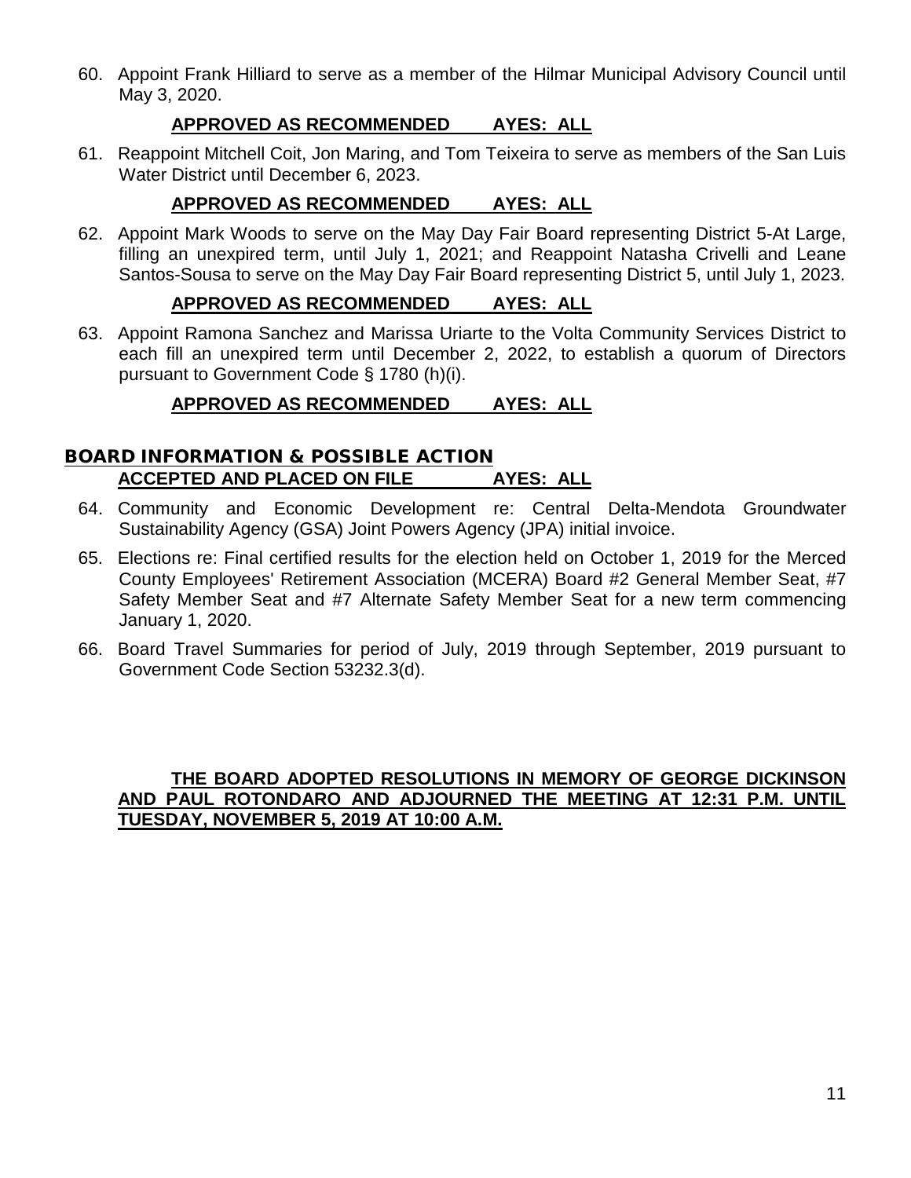60. Appoint Frank Hilliard to serve as a member of the Hilmar Municipal Advisory Council until May 3, 2020.

**APPROVED AS RECOMMENDED AYES: ALL**

61. Reappoint Mitchell Coit, Jon Maring, and Tom Teixeira to serve as members of the San Luis Water District until December 6, 2023.

**APPROVED AS RECOMMENDED AYES: ALL**

62. Appoint Mark Woods to serve on the May Day Fair Board representing District 5-At Large, filling an unexpired term, until July 1, 2021; and Reappoint Natasha Crivelli and Leane Santos-Sousa to serve on the May Day Fair Board representing District 5, until July 1, 2023.

**APPROVED AS RECOMMENDED AYES: ALL**

63. Appoint Ramona Sanchez and Marissa Uriarte to the Volta Community Services District to each fill an unexpired term until December 2, 2022, to establish a quorum of Directors pursuant to Government Code § 1780 (h)(i).

**APPROVED AS RECOMMENDED AYES: ALL**

## BOARD INFORMATION & POSSIBLE ACTION

**ACCEPTED AND PLACED ON FILE AYES: ALL**

64. Community and Economic Development re: Central Delta-Mendota Groundwater Sustainability Agency (GSA) Joint Powers Agency (JPA) initial invoice.

65. Elections re: Final certified results for the election held on October 1, 2019 for the Merced County Employees' Retirement Association (MCERA) Board #2 General Member Seat, #7 Safety Member Seat and #7 Alternate Safety Member Seat for a new term commencing January 1, 2020.

66. Board Travel Summaries for period of July, 2019 through September, 2019 pursuant to Government Code Section 53232.3(d).

**THE BOARD ADOPTED RESOLUTIONS IN MEMORY OF GEORGE DICKINSON AND PAUL ROTONDARO AND ADJOURNED THE MEETING AT 12:31 P.M. UNTIL TUESDAY, NOVEMBER 5, 2019 AT 10:00 A.M.**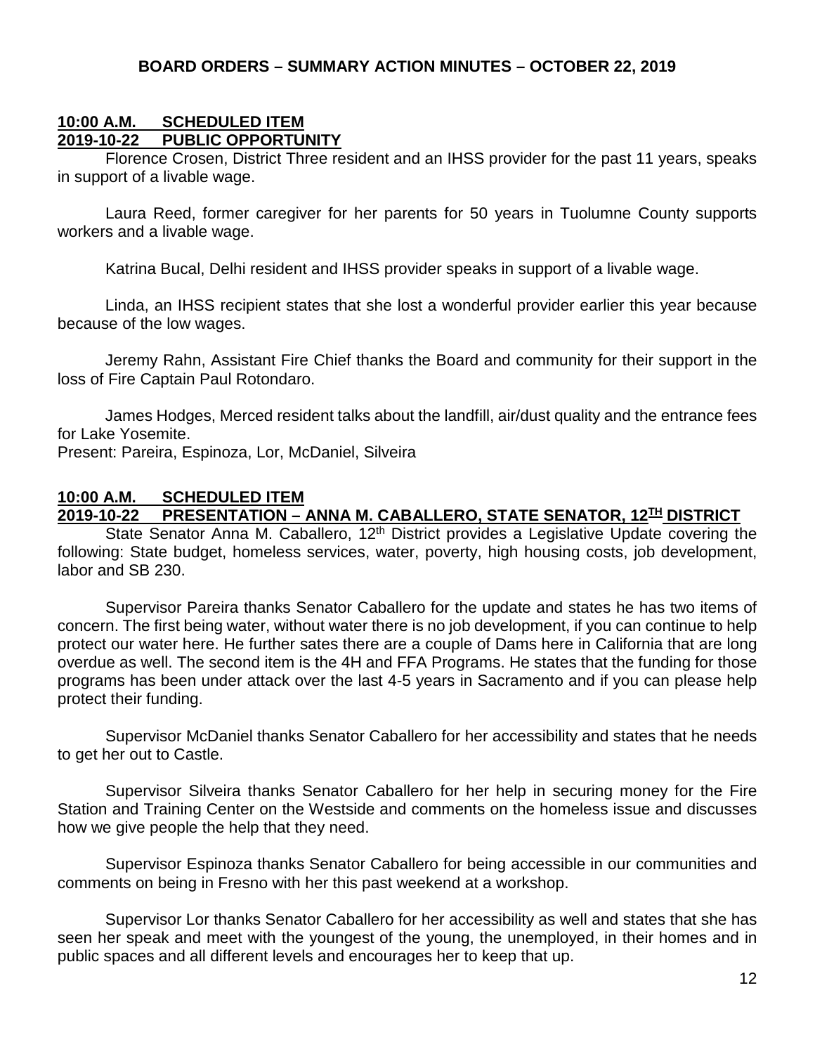**BOARD ORDERS – SUMMARY ACTION MINUTES – OCTOBER 22, 2019**

**10:00 A.M. SCHEDULED ITEM**
**2019-10-22 PUBLIC OPPORTUNITY**

Florence Crosen, District Three resident and an IHSS provider for the past 11 years, speaks in support of a livable wage.

Laura Reed, former caregiver for her parents for 50 years in Tuolumne County supports workers and a livable wage.

Katrina Bucal, Delhi resident and IHSS provider speaks in support of a livable wage.

Linda, an IHSS recipient states that she lost a wonderful provider earlier this year because because of the low wages.

Jeremy Rahn, Assistant Fire Chief thanks the Board and community for their support in the loss of Fire Captain Paul Rotondaro.

James Hodges, Merced resident talks about the landfill, air/dust quality and the entrance fees for Lake Yosemite.
Present: Pareira, Espinoza, Lor, McDaniel, Silveira

**10:00 A.M. SCHEDULED ITEM**
**2019-10-22 PRESENTATION – ANNA M. CABALLERO, STATE SENATOR, 12TH DISTRICT**

State Senator Anna M. Caballero, 12th District provides a Legislative Update covering the following: State budget, homeless services, water, poverty, high housing costs, job development, labor and SB 230.

Supervisor Pareira thanks Senator Caballero for the update and states he has two items of concern. The first being water, without water there is no job development, if you can continue to help protect our water here. He further sates there are a couple of Dams here in California that are long overdue as well. The second item is the 4H and FFA Programs. He states that the funding for those programs has been under attack over the last 4-5 years in Sacramento and if you can please help protect their funding.

Supervisor McDaniel thanks Senator Caballero for her accessibility and states that he needs to get her out to Castle.

Supervisor Silveira thanks Senator Caballero for her help in securing money for the Fire Station and Training Center on the Westside and comments on the homeless issue and discusses how we give people the help that they need.

Supervisor Espinoza thanks Senator Caballero for being accessible in our communities and comments on being in Fresno with her this past weekend at a workshop.

Supervisor Lor thanks Senator Caballero for her accessibility as well and states that she has seen her speak and meet with the youngest of the young, the unemployed, in their homes and in public spaces and all different levels and encourages her to keep that up.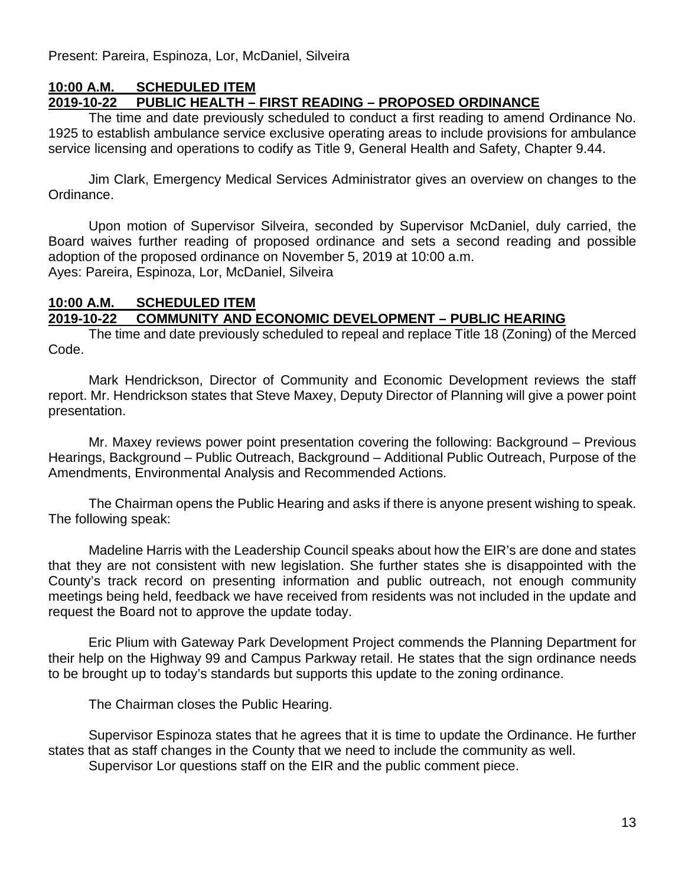Present: Pareira, Espinoza, Lor, McDaniel, Silveira

**10:00 A.M. SCHEDULED ITEM**
**2019-10-22 PUBLIC HEALTH – FIRST READING – PROPOSED ORDINANCE**

The time and date previously scheduled to conduct a first reading to amend Ordinance No. 1925 to establish ambulance service exclusive operating areas to include provisions for ambulance service licensing and operations to codify as Title 9, General Health and Safety, Chapter 9.44.

Jim Clark, Emergency Medical Services Administrator gives an overview on changes to the Ordinance.

Upon motion of Supervisor Silveira, seconded by Supervisor McDaniel, duly carried, the Board waives further reading of proposed ordinance and sets a second reading and possible adoption of the proposed ordinance on November 5, 2019 at 10:00 a.m.
Ayes: Pareira, Espinoza, Lor, McDaniel, Silveira

**10:00 A.M. SCHEDULED ITEM**
**2019-10-22 COMMUNITY AND ECONOMIC DEVELOPMENT – PUBLIC HEARING**

The time and date previously scheduled to repeal and replace Title 18 (Zoning) of the Merced Code.

Mark Hendrickson, Director of Community and Economic Development reviews the staff report. Mr. Hendrickson states that Steve Maxey, Deputy Director of Planning will give a power point presentation.

Mr. Maxey reviews power point presentation covering the following: Background – Previous Hearings, Background – Public Outreach, Background – Additional Public Outreach, Purpose of the Amendments, Environmental Analysis and Recommended Actions.

The Chairman opens the Public Hearing and asks if there is anyone present wishing to speak. The following speak:

Madeline Harris with the Leadership Council speaks about how the EIR's are done and states that they are not consistent with new legislation. She further states she is disappointed with the County's track record on presenting information and public outreach, not enough community meetings being held, feedback we have received from residents was not included in the update and request the Board not to approve the update today.

Eric Plium with Gateway Park Development Project commends the Planning Department for their help on the Highway 99 and Campus Parkway retail. He states that the sign ordinance needs to be brought up to today's standards but supports this update to the zoning ordinance.

The Chairman closes the Public Hearing.

Supervisor Espinoza states that he agrees that it is time to update the Ordinance. He further states that as staff changes in the County that we need to include the community as well.

Supervisor Lor questions staff on the EIR and the public comment piece.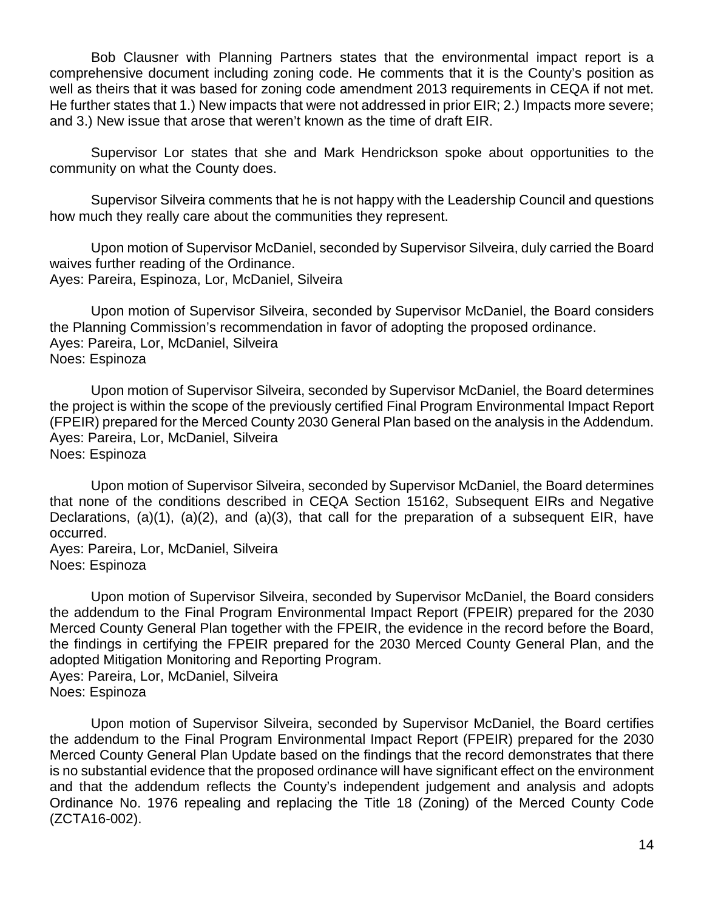Bob Clausner with Planning Partners states that the environmental impact report is a comprehensive document including zoning code. He comments that it is the County's position as well as theirs that it was based for zoning code amendment 2013 requirements in CEQA if not met. He further states that 1.) New impacts that were not addressed in prior EIR; 2.) Impacts more severe; and 3.) New issue that arose that weren't known as the time of draft EIR.

Supervisor Lor states that she and Mark Hendrickson spoke about opportunities to the community on what the County does.

Supervisor Silveira comments that he is not happy with the Leadership Council and questions how much they really care about the communities they represent.

Upon motion of Supervisor McDaniel, seconded by Supervisor Silveira, duly carried the Board waives further reading of the Ordinance.
Ayes: Pareira, Espinoza, Lor, McDaniel, Silveira

Upon motion of Supervisor Silveira, seconded by Supervisor McDaniel, the Board considers the Planning Commission's recommendation in favor of adopting the proposed ordinance.
Ayes: Pareira, Lor, McDaniel, Silveira
Noes: Espinoza

Upon motion of Supervisor Silveira, seconded by Supervisor McDaniel, the Board determines the project is within the scope of the previously certified Final Program Environmental Impact Report (FPEIR) prepared for the Merced County 2030 General Plan based on the analysis in the Addendum.
Ayes: Pareira, Lor, McDaniel, Silveira
Noes: Espinoza

Upon motion of Supervisor Silveira, seconded by Supervisor McDaniel, the Board determines that none of the conditions described in CEQA Section 15162, Subsequent EIRs and Negative Declarations, (a)(1), (a)(2), and (a)(3), that call for the preparation of a subsequent EIR, have occurred.
Ayes: Pareira, Lor, McDaniel, Silveira
Noes: Espinoza

Upon motion of Supervisor Silveira, seconded by Supervisor McDaniel, the Board considers the addendum to the Final Program Environmental Impact Report (FPEIR) prepared for the 2030 Merced County General Plan together with the FPEIR, the evidence in the record before the Board, the findings in certifying the FPEIR prepared for the 2030 Merced County General Plan, and the adopted Mitigation Monitoring and Reporting Program.
Ayes: Pareira, Lor, McDaniel, Silveira
Noes: Espinoza

Upon motion of Supervisor Silveira, seconded by Supervisor McDaniel, the Board certifies the addendum to the Final Program Environmental Impact Report (FPEIR) prepared for the 2030 Merced County General Plan Update based on the findings that the record demonstrates that there is no substantial evidence that the proposed ordinance will have significant effect on the environment and that the addendum reflects the County's independent judgement and analysis and adopts Ordinance No. 1976 repealing and replacing the Title 18 (Zoning) of the Merced County Code (ZCTA16-002).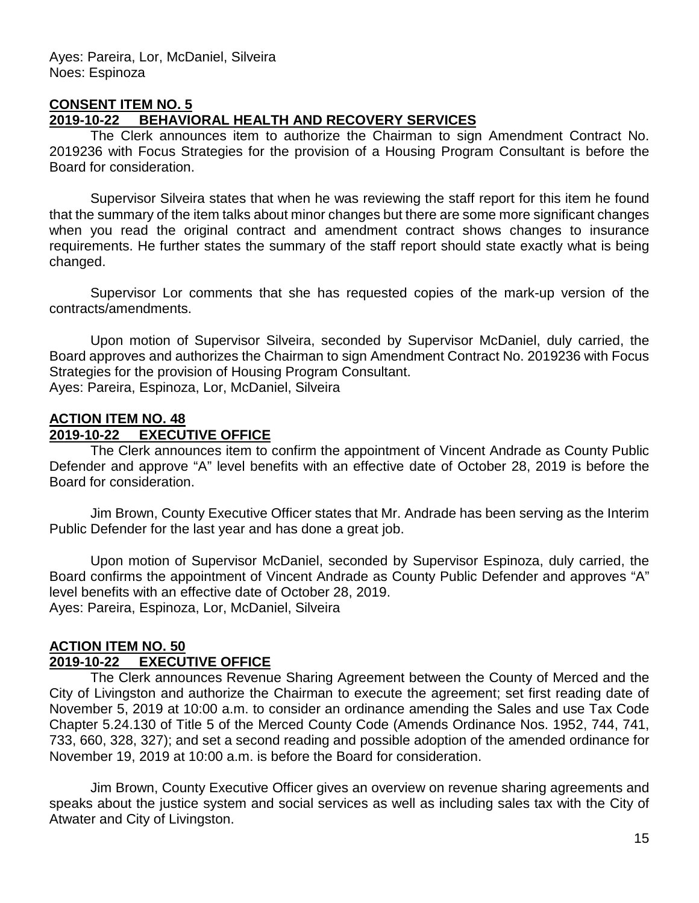Ayes: Pareira, Lor, McDaniel, Silveira
Noes: Espinoza

**CONSENT ITEM NO. 5**
**2019-10-22 BEHAVIORAL HEALTH AND RECOVERY SERVICES**

The Clerk announces item to authorize the Chairman to sign Amendment Contract No. 2019236 with Focus Strategies for the provision of a Housing Program Consultant is before the Board for consideration.

Supervisor Silveira states that when he was reviewing the staff report for this item he found that the summary of the item talks about minor changes but there are some more significant changes when you read the original contract and amendment contract shows changes to insurance requirements. He further states the summary of the staff report should state exactly what is being changed.

Supervisor Lor comments that she has requested copies of the mark-up version of the contracts/amendments.

Upon motion of Supervisor Silveira, seconded by Supervisor McDaniel, duly carried, the Board approves and authorizes the Chairman to sign Amendment Contract No. 2019236 with Focus Strategies for the provision of Housing Program Consultant.
Ayes: Pareira, Espinoza, Lor, McDaniel, Silveira

**ACTION ITEM NO. 48**
**2019-10-22 EXECUTIVE OFFICE**

The Clerk announces item to confirm the appointment of Vincent Andrade as County Public Defender and approve "A" level benefits with an effective date of October 28, 2019 is before the Board for consideration.

Jim Brown, County Executive Officer states that Mr. Andrade has been serving as the Interim Public Defender for the last year and has done a great job.

Upon motion of Supervisor McDaniel, seconded by Supervisor Espinoza, duly carried, the Board confirms the appointment of Vincent Andrade as County Public Defender and approves "A" level benefits with an effective date of October 28, 2019.
Ayes: Pareira, Espinoza, Lor, McDaniel, Silveira

**ACTION ITEM NO. 50**
**2019-10-22 EXECUTIVE OFFICE**

The Clerk announces Revenue Sharing Agreement between the County of Merced and the City of Livingston and authorize the Chairman to execute the agreement; set first reading date of November 5, 2019 at 10:00 a.m. to consider an ordinance amending the Sales and use Tax Code Chapter 5.24.130 of Title 5 of the Merced County Code (Amends Ordinance Nos. 1952, 744, 741, 733, 660, 328, 327); and set a second reading and possible adoption of the amended ordinance for November 19, 2019 at 10:00 a.m. is before the Board for consideration.

Jim Brown, County Executive Officer gives an overview on revenue sharing agreements and speaks about the justice system and social services as well as including sales tax with the City of Atwater and City of Livingston.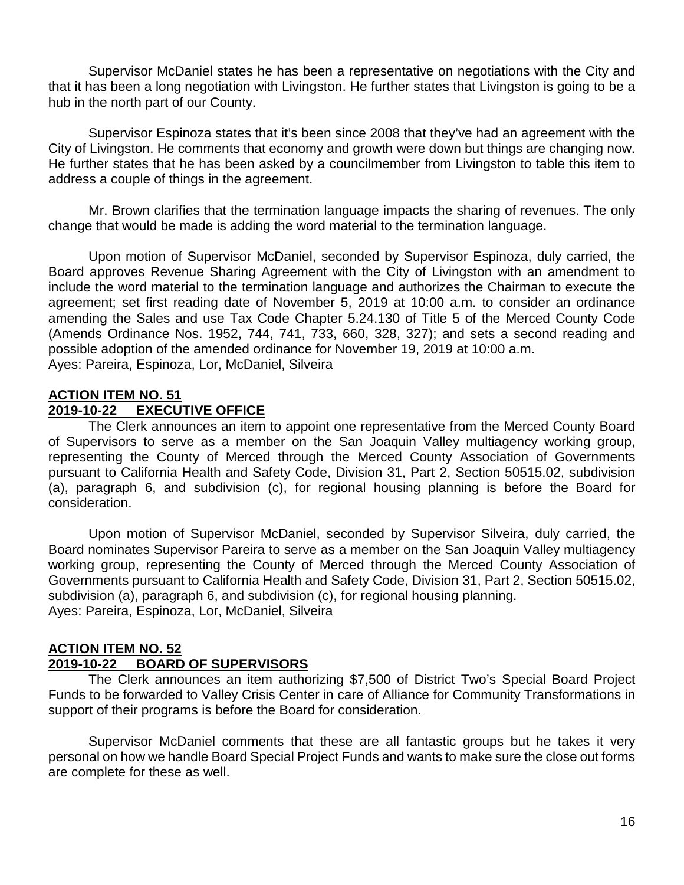Supervisor McDaniel states he has been a representative on negotiations with the City and that it has been a long negotiation with Livingston. He further states that Livingston is going to be a hub in the north part of our County.

Supervisor Espinoza states that it's been since 2008 that they've had an agreement with the City of Livingston. He comments that economy and growth were down but things are changing now. He further states that he has been asked by a councilmember from Livingston to table this item to address a couple of things in the agreement.

Mr. Brown clarifies that the termination language impacts the sharing of revenues. The only change that would be made is adding the word material to the termination language.

Upon motion of Supervisor McDaniel, seconded by Supervisor Espinoza, duly carried, the Board approves Revenue Sharing Agreement with the City of Livingston with an amendment to include the word material to the termination language and authorizes the Chairman to execute the agreement; set first reading date of November 5, 2019 at 10:00 a.m. to consider an ordinance amending the Sales and use Tax Code Chapter 5.24.130 of Title 5 of the Merced County Code (Amends Ordinance Nos. 1952, 744, 741, 733, 660, 328, 327); and sets a second reading and possible adoption of the amended ordinance for November 19, 2019 at 10:00 a.m.
Ayes: Pareira, Espinoza, Lor, McDaniel, Silveira

**ACTION ITEM NO. 51**
**2019-10-22 EXECUTIVE OFFICE**

The Clerk announces an item to appoint one representative from the Merced County Board of Supervisors to serve as a member on the San Joaquin Valley multiagency working group, representing the County of Merced through the Merced County Association of Governments pursuant to California Health and Safety Code, Division 31, Part 2, Section 50515.02, subdivision (a), paragraph 6, and subdivision (c), for regional housing planning is before the Board for consideration.

Upon motion of Supervisor McDaniel, seconded by Supervisor Silveira, duly carried, the Board nominates Supervisor Pareira to serve as a member on the San Joaquin Valley multiagency working group, representing the County of Merced through the Merced County Association of Governments pursuant to California Health and Safety Code, Division 31, Part 2, Section 50515.02, subdivision (a), paragraph 6, and subdivision (c), for regional housing planning.
Ayes: Pareira, Espinoza, Lor, McDaniel, Silveira

**ACTION ITEM NO. 52**
**2019-10-22 BOARD OF SUPERVISORS**

The Clerk announces an item authorizing $7,500 of District Two's Special Board Project Funds to be forwarded to Valley Crisis Center in care of Alliance for Community Transformations in support of their programs is before the Board for consideration.

Supervisor McDaniel comments that these are all fantastic groups but he takes it very personal on how we handle Board Special Project Funds and wants to make sure the close out forms are complete for these as well.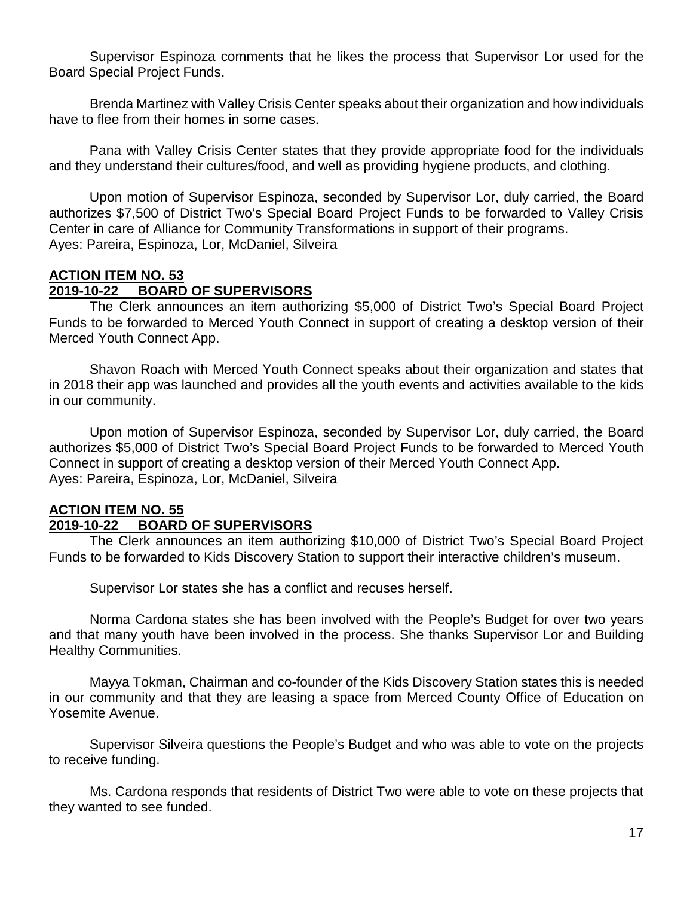Supervisor Espinoza comments that he likes the process that Supervisor Lor used for the Board Special Project Funds.

Brenda Martinez with Valley Crisis Center speaks about their organization and how individuals have to flee from their homes in some cases.

Pana with Valley Crisis Center states that they provide appropriate food for the individuals and they understand their cultures/food, and well as providing hygiene products, and clothing.

Upon motion of Supervisor Espinoza, seconded by Supervisor Lor, duly carried, the Board authorizes $7,500 of District Two's Special Board Project Funds to be forwarded to Valley Crisis Center in care of Alliance for Community Transformations in support of their programs.
Ayes: Pareira, Espinoza, Lor, McDaniel, Silveira

**ACTION ITEM NO. 53**
**2019-10-22 BOARD OF SUPERVISORS**

The Clerk announces an item authorizing $5,000 of District Two's Special Board Project Funds to be forwarded to Merced Youth Connect in support of creating a desktop version of their Merced Youth Connect App.

Shavon Roach with Merced Youth Connect speaks about their organization and states that in 2018 their app was launched and provides all the youth events and activities available to the kids in our community.

Upon motion of Supervisor Espinoza, seconded by Supervisor Lor, duly carried, the Board authorizes $5,000 of District Two's Special Board Project Funds to be forwarded to Merced Youth Connect in support of creating a desktop version of their Merced Youth Connect App.
Ayes: Pareira, Espinoza, Lor, McDaniel, Silveira

**ACTION ITEM NO. 55**
**2019-10-22 BOARD OF SUPERVISORS**

The Clerk announces an item authorizing $10,000 of District Two's Special Board Project Funds to be forwarded to Kids Discovery Station to support their interactive children's museum.

Supervisor Lor states she has a conflict and recuses herself.

Norma Cardona states she has been involved with the People's Budget for over two years and that many youth have been involved in the process. She thanks Supervisor Lor and Building Healthy Communities.

Mayya Tokman, Chairman and co-founder of the Kids Discovery Station states this is needed in our community and that they are leasing a space from Merced County Office of Education on Yosemite Avenue.

Supervisor Silveira questions the People's Budget and who was able to vote on the projects to receive funding.

Ms. Cardona responds that residents of District Two were able to vote on these projects that they wanted to see funded.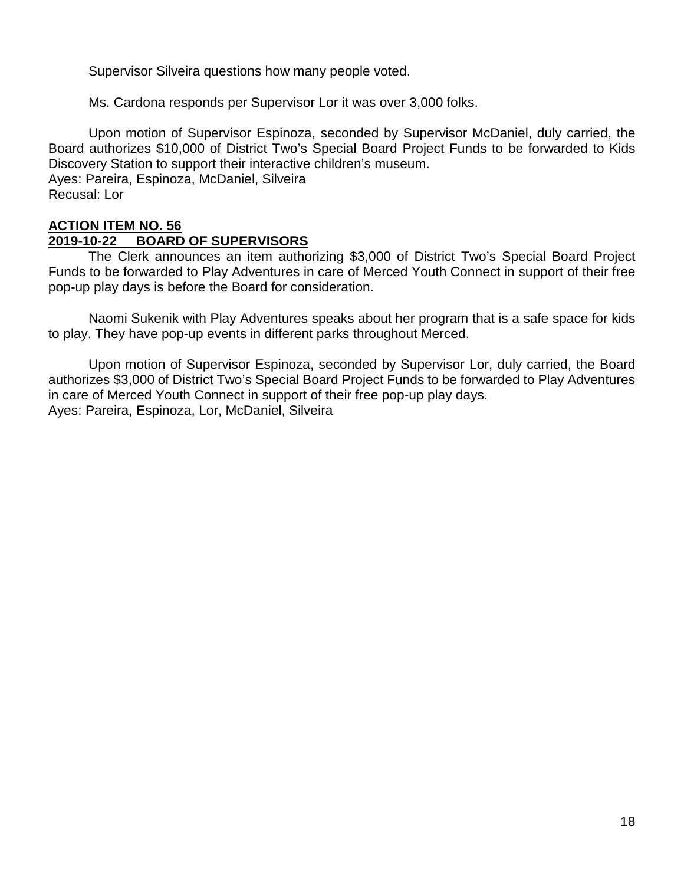Supervisor Silveira questions how many people voted.

Ms. Cardona responds per Supervisor Lor it was over 3,000 folks.

Upon motion of Supervisor Espinoza, seconded by Supervisor McDaniel, duly carried, the Board authorizes $10,000 of District Two's Special Board Project Funds to be forwarded to Kids Discovery Station to support their interactive children's museum.
Ayes: Pareira, Espinoza, McDaniel, Silveira
Recusal: Lor

**ACTION ITEM NO. 56**
**2019-10-22 BOARD OF SUPERVISORS**

The Clerk announces an item authorizing $3,000 of District Two's Special Board Project Funds to be forwarded to Play Adventures in care of Merced Youth Connect in support of their free pop-up play days is before the Board for consideration.

Naomi Sukenik with Play Adventures speaks about her program that is a safe space for kids to play. They have pop-up events in different parks throughout Merced.

Upon motion of Supervisor Espinoza, seconded by Supervisor Lor, duly carried, the Board authorizes $3,000 of District Two's Special Board Project Funds to be forwarded to Play Adventures in care of Merced Youth Connect in support of their free pop-up play days.
Ayes: Pareira, Espinoza, Lor, McDaniel, Silveira